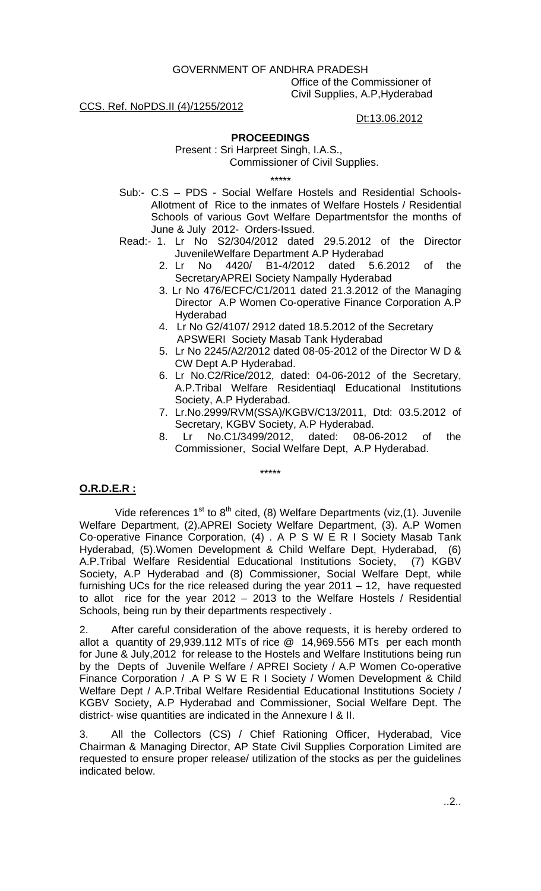GOVERNMENT OF ANDHRA PRADESH
Office of the Commissioner of
Civil Supplies, A.P,Hyderabad

CCS. Ref. NoPDS.II (4)/1255/2012

Dt:13.06.2012

**PROCEEDINGS**

Present : Sri Harpreet Singh, I.A.S.,
Commissioner of Civil Supplies.

\*\*\*\*\*

Sub:- C.S – PDS - Social Welfare Hostels and Residential Schools- Allotment of Rice to the inmates of Welfare Hostels / Residential Schools of various Govt Welfare Departmentsfor the months of June & July 2012- Orders-Issued.

Read:-
1. Lr No S2/304/2012 dated 29.5.2012 of the Director JuvenileWelfare Department A.P Hyderabad
2. Lr No 4420/ B1-4/2012 dated 5.6.2012 of the SecretaryAPREI Society Nampally Hyderabad
3. Lr No 476/ECFC/C1/2011 dated 21.3.2012 of the Managing Director A.P Women Co-operative Finance Corporation A.P Hyderabad
4. Lr No G2/4107/ 2912 dated 18.5.2012 of the Secretary APSWERI Society Masab Tank Hyderabad
5. Lr No 2245/A2/2012 dated 08-05-2012 of the Director W D & CW Dept A.P Hyderabad.
6. Lr No.C2/Rice/2012, dated: 04-06-2012 of the Secretary, A.P.Tribal Welfare Residentiaql Educational Institutions Society, A.P Hyderabad.
7. Lr.No.2999/RVM(SSA)/KGBV/C13/2011, Dtd: 03.5.2012 of Secretary, KGBV Society, A.P Hyderabad.
8. Lr No.C1/3499/2012, dated: 08-06-2012 of the Commissioner, Social Welfare Dept, A.P Hyderabad.

\*\*\*\*\*

**O.R.D.E.R :**

Vide references 1st to 8th cited, (8) Welfare Departments (viz,(1). Juvenile Welfare Department, (2).APREI Society Welfare Department, (3). A.P Women Co-operative Finance Corporation, (4) . A P S W E R I Society Masab Tank Hyderabad, (5).Women Development & Child Welfare Dept, Hyderabad, (6) A.P.Tribal Welfare Residential Educational Institutions Society, (7) KGBV Society, A.P Hyderabad and (8) Commissioner, Social Welfare Dept, while furnishing UCs for the rice released during the year 2011 – 12, have requested to allot rice for the year 2012 – 2013 to the Welfare Hostels / Residential Schools, being run by their departments respectively .

2. After careful consideration of the above requests, it is hereby ordered to allot a quantity of 29,939.112 MTs of rice @ 14,969.556 MTs per each month for June & July,2012 for release to the Hostels and Welfare Institutions being run by the Depts of Juvenile Welfare / APREI Society / A.P Women Co-operative Finance Corporation / .A P S W E R I Society / Women Development & Child Welfare Dept / A.P.Tribal Welfare Residential Educational Institutions Society / KGBV Society, A.P Hyderabad and Commissioner, Social Welfare Dept. The district- wise quantities are indicated in the Annexure I & II.

3. All the Collectors (CS) / Chief Rationing Officer, Hyderabad, Vice Chairman & Managing Director, AP State Civil Supplies Corporation Limited are requested to ensure proper release/ utilization of the stocks as per the guidelines indicated below.

..2..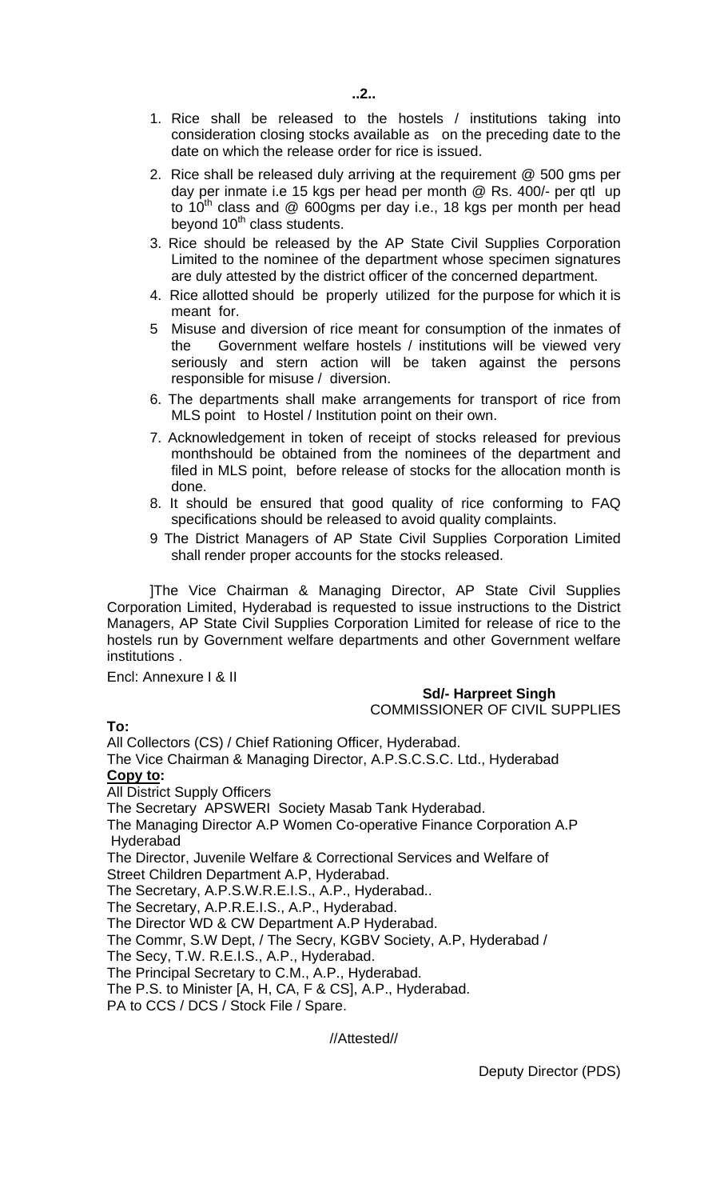1. Rice shall be released to the hostels / institutions taking into consideration closing stocks available as on the preceding date to the date on which the release order for rice is issued.
2. Rice shall be released duly arriving at the requirement @ 500 gms per day per inmate i.e 15 kgs per head per month @ Rs. 400/- per qtl up to 10th class and @ 600gms per day i.e., 18 kgs per month per head beyond 10th class students.
3. Rice should be released by the AP State Civil Supplies Corporation Limited to the nominee of the department whose specimen signatures are duly attested by the district officer of the concerned department.
4. Rice allotted should be properly utilized for the purpose for which it is meant for.
5. Misuse and diversion of rice meant for consumption of the inmates of the Government welfare hostels / institutions will be viewed very seriously and stern action will be taken against the persons responsible for misuse / diversion.
6. The departments shall make arrangements for transport of rice from MLS point to Hostel / Institution point on their own.
7. Acknowledgement in token of receipt of stocks released for previous monthshould be obtained from the nominees of the department and filed in MLS point, before release of stocks for the allocation month is done.
8. It should be ensured that good quality of rice conforming to FAQ specifications should be released to avoid quality complaints.
9. The District Managers of AP State Civil Supplies Corporation Limited shall render proper accounts for the stocks released.

]The Vice Chairman & Managing Director, AP State Civil Supplies Corporation Limited, Hyderabad is requested to issue instructions to the District Managers, AP State Civil Supplies Corporation Limited for release of rice to the hostels run by Government welfare departments and other Government welfare institutions .

Encl: Annexure I & II

**Sd/- Harpreet Singh**
COMMISSIONER OF CIVIL SUPPLIES

**To:**

All Collectors (CS) / Chief Rationing Officer, Hyderabad.
The Vice Chairman & Managing Director, A.P.S.C.S.C. Ltd., Hyderabad

**Copy to:**

All District Supply Officers
The Secretary APSWERI Society Masab Tank Hyderabad.
The Managing Director A.P Women Co-operative Finance Corporation A.P Hyderabad
The Director, Juvenile Welfare & Correctional Services and Welfare of Street Children Department A.P, Hyderabad.
The Secretary, A.P.S.W.R.E.I.S., A.P., Hyderabad..
The Secretary, A.P.R.E.I.S., A.P., Hyderabad.
The Director WD & CW Department A.P Hyderabad.
The Commr, S.W Dept, / The Secry, KGBV Society, A.P, Hyderabad /
The Secy, T.W. R.E.I.S., A.P., Hyderabad.
The Principal Secretary to C.M., A.P., Hyderabad.
The P.S. to Minister [A, H, CA, F & CS], A.P., Hyderabad.
PA to CCS / DCS / Stock File / Spare.

//Attested//

Deputy Director (PDS)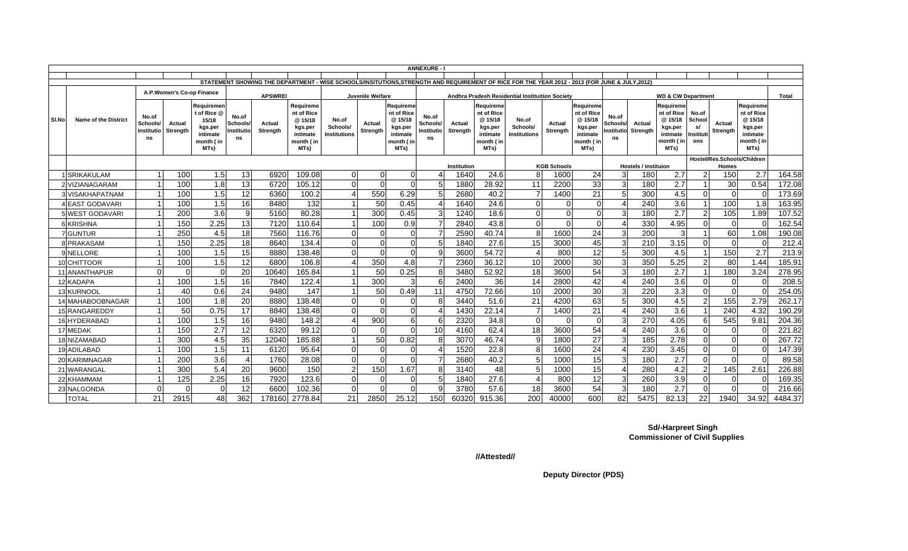ANNEXURE - I

STATEMENT SHOWING THE DEPARTMENT - WISE SCHOOLS/INSITUTIONS,STRENGTH AND REQUIREMENT OF RICE FOR THE YEAR 2012 - 2013 (FOR JUNE & JULY,2012)

| Sl.No | Name of the District | A.P.Women's Co-op Finance | | | APSWREI | | | Juvenile Welfare | | | Andhra Pradesh Residential Instituition Society | | | | | | WD & CW Department | | | | | | Total |
|---|---|---|---|---|---|---|---|---|---|---|---|---|---|---|---|---|---|---|---|---|---|---|---|
| | | No.of Schools/ Institutions | Actual Strength | Requirement of Rice @ 15/18 kgs.per intimate month ( in MTs) | No.of Schools/ Institutions | Actual Strength | Requirement of Rice @ 15/18 kgs.per intimate month ( in MTs) | No.of Schools/ Institutions | Actual Strength | Requirement of Rice @ 15/18 kgs.per intimate month ( in MTs) | No.of Schools/ Institutions | Actual Strength | Requirement of Rice @ 15/18 kgs.per intimate month ( in MTs) | No.of Schools/ Institutions | Actual Strength | Requirement of Rice @ 15/18 kgs.per intimate month ( in MTs) | No.of Schools/ Institutions | Actual Strength | Requirement of Rice @ 15/18 kgs.per intimate month ( in MTs) | No.of Schools/ Institutions | Actual Strength | Requirement of Rice @ 15/18 kgs.per intimate month ( in MTs) | |
| | | | | | | | | | | | | Institution | | | KGB Schools | | | Hostels / Instituion | | | Hostel/Res.Schools/Children Homes | | |
| 1 | SRIKAKULAM | 1 | 100 | 1.5 | 13 | 6920 | 109.08 | 0 | 0 | 0 | 4 | 1640 | 24.6 | 8 | 1600 | 24 | 3 | 180 | 2.7 | 2 | 150 | 2.7 | 164.58 |
| 2 | VIZIANAGARAM | 1 | 100 | 1.8 | 13 | 6720 | 105.12 | 0 | 0 | 0 | 5 | 1880 | 28.92 | 11 | 2200 | 33 | 3 | 180 | 2.7 | 1 | 30 | 0.54 | 172.08 |
| 3 | VISAKHAPATNAM | 1 | 100 | 1.5 | 12 | 6360 | 100.2 | 4 | 550 | 6.29 | 5 | 2680 | 40.2 | 7 | 1400 | 21 | 5 | 300 | 4.5 | 0 | 0 | 0 | 173.69 |
| 4 | EAST GODAVARI | 1 | 100 | 1.5 | 16 | 8480 | 132 | 1 | 50 | 0.45 | 4 | 1640 | 24.6 | 0 | 0 | 0 | 4 | 240 | 3.6 | 1 | 100 | 1.8 | 163.95 |
| 5 | WEST GODAVARI | 1 | 200 | 3.6 | 9 | 5160 | 80.28 | 1 | 300 | 0.45 | 3 | 1240 | 18.6 | 0 | 0 | 0 | 3 | 180 | 2.7 | 2 | 105 | 1.89 | 107.52 |
| 6 | KRISHNA | 1 | 150 | 2.25 | 13 | 7120 | 110.64 | 1 | 100 | 0.9 | 7 | 2840 | 43.8 | 0 | 0 | 0 | 4 | 330 | 4.95 | 0 | 0 | 0 | 162.54 |
| 7 | GUNTUR | 1 | 250 | 4.5 | 18 | 7560 | 116.76 | 0 | 0 | 0 | 7 | 2590 | 40.74 | 8 | 1600 | 24 | 3 | 200 | 3 | 1 | 60 | 1.08 | 190.08 |
| 8 | PRAKASAM | 1 | 150 | 2.25 | 18 | 8640 | 134.4 | 0 | 0 | 0 | 5 | 1840 | 27.6 | 15 | 3000 | 45 | 3 | 210 | 3.15 | 0 | 0 | 0 | 212.4 |
| 9 | NELLORE | 1 | 100 | 1.5 | 15 | 8880 | 138.48 | 0 | 0 | 0 | 9 | 3600 | 54.72 | 4 | 800 | 12 | 5 | 300 | 4.5 | 1 | 150 | 2.7 | 213.9 |
| 10 | CHITTOOR | 1 | 100 | 1.5 | 12 | 6800 | 106.8 | 4 | 350 | 4.8 | 7 | 2360 | 36.12 | 10 | 2000 | 30 | 3 | 350 | 5.25 | 2 | 80 | 1.44 | 185.91 |
| 11 | ANANTHAPUR | 0 | 0 | 0 | 20 | 10640 | 165.84 | 1 | 50 | 0.25 | 8 | 3480 | 52.92 | 18 | 3600 | 54 | 3 | 180 | 2.7 | 1 | 180 | 3.24 | 278.95 |
| 12 | KADAPA | 1 | 100 | 1.5 | 16 | 7840 | 122.4 | 1 | 300 | 3 | 6 | 2400 | 36 | 14 | 2800 | 42 | 4 | 240 | 3.6 | 0 | 0 | 0 | 208.5 |
| 13 | KURNOOL | 1 | 40 | 0.6 | 24 | 9480 | 147 | 1 | 50 | 0.49 | 11 | 4750 | 72.66 | 10 | 2000 | 30 | 3 | 220 | 3.3 | 0 | 0 | 0 | 254.05 |
| 14 | MAHABOOBNAGAR | 1 | 100 | 1.8 | 20 | 8880 | 138.48 | 0 | 0 | 0 | 8 | 3440 | 51.6 | 21 | 4200 | 63 | 5 | 300 | 4.5 | 2 | 155 | 2.79 | 262.17 |
| 15 | RANGAREDDY | 1 | 50 | 0.75 | 17 | 8840 | 138.48 | 0 | 0 | 0 | 4 | 1430 | 22.14 | 7 | 1400 | 21 | 4 | 240 | 3.6 | 1 | 240 | 4.32 | 190.29 |
| 16 | HYDERABAD | 1 | 100 | 1.5 | 16 | 9480 | 148.2 | 4 | 900 | 6 | 6 | 2320 | 34.8 | 0 | 0 | 0 | 3 | 270 | 4.05 | 6 | 545 | 9.81 | 204.36 |
| 17 | MEDAK | 1 | 150 | 2.7 | 12 | 6320 | 99.12 | 0 | 0 | 0 | 10 | 4160 | 62.4 | 18 | 3600 | 54 | 4 | 240 | 3.6 | 0 | 0 | 0 | 221.82 |
| 18 | NIZAMABAD | 1 | 300 | 4.5 | 35 | 12040 | 185.88 | 1 | 50 | 0.82 | 8 | 3070 | 46.74 | 9 | 1800 | 27 | 3 | 185 | 2.78 | 0 | 0 | 0 | 267.72 |
| 19 | ADILABAD | 1 | 100 | 1.5 | 11 | 6120 | 95.64 | 0 | 0 | 0 | 4 | 1520 | 22.8 | 8 | 1600 | 24 | 4 | 230 | 3.45 | 0 | 0 | 0 | 147.39 |
| 20 | KARIMNAGAR | 1 | 200 | 3.6 | 4 | 1760 | 28.08 | 0 | 0 | 0 | 7 | 2680 | 40.2 | 5 | 1000 | 15 | 3 | 180 | 2.7 | 0 | 0 | 0 | 89.58 |
| 21 | WARANGAL | 1 | 300 | 5.4 | 20 | 9600 | 150 | 2 | 150 | 1.67 | 8 | 3140 | 48 | 5 | 1000 | 15 | 4 | 280 | 4.2 | 2 | 145 | 2.61 | 226.88 |
| 22 | KHAMMAM | 1 | 125 | 2.25 | 16 | 7920 | 123.6 | 0 | 0 | 0 | 5 | 1840 | 27.6 | 4 | 800 | 12 | 3 | 260 | 3.9 | 0 | 0 | 0 | 169.35 |
| 23 | NALGONDA | 0 | 0 | 0 | 12 | 6600 | 102.36 | 0 | 0 | 0 | 9 | 3780 | 57.6 | 18 | 3600 | 54 | 3 | 180 | 2.7 | 0 | 0 | 0 | 216.66 |
| | TOTAL | 21 | 2915 | 48 | 362 | 178160 | 2778.84 | 21 | 2850 | 25.12 | 150 | 60320 | 915.36 | 200 | 40000 | 600 | 82 | 5475 | 82.13 | 22 | 1940 | 34.92 | 4484.37 |

**Sd/-Harpreet Singh**
**Commissioner of Civil Supplies**

**//Attested//**

**Deputy Director (PDS)**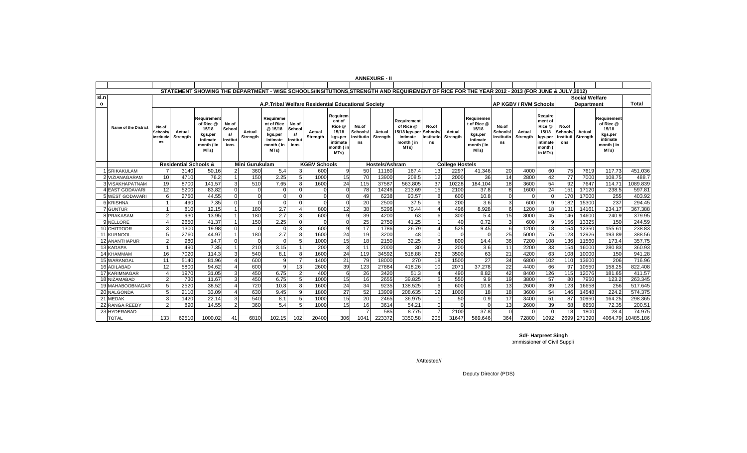# ANNEXURE - II

STATEMENT SHOWING THE DEPARTMENT - WISE SCHOOLS/INSITUTIONS,STRENGTH AND REQUIREMENT OF RICE FOR THE YEAR 2012 - 2013 (FOR JUNE & JULY,2012)

| sl.no | Name of the District | A.P.Tribal Welfare Residential Educational Society | | | | | | | | | | | | | | | AP KGBV / RVM Schools | | | Social Welfare Department | | | Total |
|---|---|---|---|---|---|---|---|---|---|---|---|---|---|---|---|---|---|---|---|---|---|---|---|
| | | Residential Schools & | | | Mini Gurukulam | | | KGBV Schools | | | Hostels/Ashram | | | College Hostels | | | | | | | | | |
| | | No.of Schools/ Institutions | Actual Strength | Requirement of Rice @ 15/18 kgs.per intimate month ( in MTs) | No.of Schools/ Institutions | Actual Strength | Requirement of Rice @ 15/18 kgs.per intimate month ( in MTs) | No.of Schools/ Institutions | Actual Strength | Requirement of Rice @ 15/18 kgs.per intimate month ( in MTs) | No.of Schools/ Institutions | Actual Strength | Requirement of Rice @ 15/18 kgs.per intimate month ( in MTs) | No.of Schools/ Institutions | Actual Strength | Requirement of Rice @ 15/18 kgs.per intimate month ( in MTs) | No.of Schools/ Institutions | Actual Strength | Requirement of Rice @ 15/18 kgs.per intimate month ( in MTs) | No.of Schools/ Institutions | Actual Strength | Requirement of Rice @ 15/18 kgs.per intimate month ( in MTs) | |
| 1 | SRIKAKULAM | 7 | 3140 | 50.16 | 2 | 360 | 5.4 | 3 | 600 | 9 | 50 | 11160 | 167.4 | 13 | 2297 | 41.346 | 20 | 4000 | 60 | 75 | 7619 | 117.73 | 451.036 |
| 2 | VIZIANAGARAM | 10 | 4710 | 76.2 | 1 | 150 | 2.25 | 5 | 1000 | 15 | 70 | 13900 | 208.5 | 12 | 2000 | 36 | 14 | 2800 | 42 | 77 | 7000 | 108.75 | 488.7 |
| 3 | VISAKHAPATNAM | 19 | 8700 | 141.57 | 3 | 510 | 7.65 | 8 | 1600 | 24 | 115 | 37587 | 563.805 | 37 | 10228 | 184.104 | 18 | 3600 | 54 | 92 | 7647 | 114.71 | 1089.839 |
| 4 | EAST GODAVARI | 12 | 5200 | 83.82 | 0 | 0 | 0 | 0 | 0 | 0 | 78 | 14246 | 213.69 | 15 | 2100 | 37.8 | 8 | 1600 | 24 | 151 | 17120 | 238.5 | 597.81 |
| 5 | WEST GODAVARI | 6 | 2750 | 44.55 | 0 | 0 | 0 | 0 | 0 | 0 | 49 | 6238 | 93.57 | 8 | 600 | 10.8 | 0 | 0 | 0 | 170 | 17000 | 255 | 403.92 |
| 6 | KRISHNA | 1 | 490 | 7.35 | 0 | 0 | 0 | 0 | 0 | 0 | 20 | 2500 | 37.5 | 6 | 200 | 3.6 | 3 | 600 | 9 | 182 | 15300 | 237 | 294.45 |
| 7 | GUNTUR | 1 | 810 | 12.15 | 1 | 180 | 2.7 | 4 | 800 | 12 | 38 | 5296 | 79.44 | 4 | 496 | 8.928 | 6 | 1200 | 18 | 131 | 14161 | 234.17 | 367.388 |
| 8 | PRAKASAM | 2 | 930 | 13.95 | 1 | 180 | 2.7 | 3 | 600 | 9 | 39 | 4200 | 63 | 6 | 300 | 5.4 | 15 | 3000 | 45 | 146 | 14600 | 240.9 | 379.95 |
| 9 | NELLORE | 4 | 2650 | 41.37 | 1 | 150 | 2.25 | 0 | 0 | 0 | 25 | 2750 | 41.25 | 1 | 40 | 0.72 | 3 | 600 | 9 | 156 | 13325 | 150 | 244.59 |
| 10 | CHITTOOR | 3 | 1300 | 19.98 | 0 | 0 | 0 | 3 | 600 | 9 | 17 | 1786 | 26.79 | 4 | 525 | 9.45 | 6 | 1200 | 18 | 154 | 12350 | 155.61 | 238.83 |
| 11 | KURNOOL | 5 | 2760 | 44.97 | 1 | 180 | 2.7 | 8 | 1600 | 24 | 19 | 3200 | 48 | 0 | 0 | 0 | 25 | 5000 | 75 | 123 | 12926 | 193.89 | 388.56 |
| 12 | ANANTHAPUR | 2 | 980 | 14.7 | 0 | 0 | 0 | 5 | 1000 | 15 | 18 | 2150 | 32.25 | 8 | 800 | 14.4 | 36 | 7200 | 108 | 136 | 11560 | 173.4 | 357.75 |
| 13 | KADAPA | 1 | 490 | 7.35 | 1 | 210 | 3.15 | 1 | 200 | 3 | 11 | 2000 | 30 | 2 | 200 | 3.6 | 11 | 2200 | 33 | 154 | 16000 | 280.83 | 360.93 |
| 14 | KHAMMAM | 16 | 7020 | 114.3 | 3 | 540 | 8.1 | 8 | 1600 | 24 | 119 | 34592 | 518.88 | 26 | 3500 | 63 | 21 | 4200 | 63 | 108 | 10000 | 150 | 941.28 |
| 15 | WARANGAL | 11 | 5140 | 81.96 | 4 | 600 | 9 | 7 | 1400 | 21 | 79 | 18000 | 270 | 18 | 1500 | 27 | 34 | 6800 | 102 | 110 | 13600 | 206 | 716.96 |
| 16 | ADILABAD | 12 | 5800 | 94.62 | 4 | 600 | 9 | 13 | 2600 | 39 | 123 | 27884 | 418.26 | 10 | 2071 | 37.278 | 22 | 4400 | 66 | 97 | 10550 | 158.25 | 822.408 |
| 17 | KARIMNAGAR | 4 | 1970 | 31.05 | 3 | 450 | 6.75 | 2 | 400 | 6 | 26 | 3420 | 51.3 | 4 | 490 | 8.82 | 42 | 8400 | 126 | 115 | 12076 | 181.65 | 411.57 |
| 18 | NIZAMABAD | 2 | 730 | 11.67 | 3 | 450 | 6.75 | 5 | 1000 | 15 | 16 | 2655 | 39.825 | 5 | 550 | 9.9 | 19 | 3800 | 57 | 80 | 7950 | 123.2 | 263.345 |
| 19 | MAHABOOBNAGAR | 5 | 2520 | 38.52 | 4 | 720 | 10.8 | 8 | 1600 | 24 | 34 | 9235 | 138.525 | 6 | 600 | 10.8 | 13 | 2600 | 39 | 123 | 16658 | 256 | 517.645 |
| 20 | NALGONDA | 5 | 2110 | 33.09 | 4 | 630 | 9.45 | 9 | 1800 | 27 | 52 | 13909 | 208.635 | 12 | 1000 | 18 | 18 | 3600 | 54 | 146 | 14548 | 224.2 | 574.375 |
| 21 | MEDAK | 3 | 1420 | 22.14 | 3 | 540 | 8.1 | 5 | 1000 | 15 | 20 | 2465 | 36.975 | 1 | 50 | 0.9 | 17 | 3400 | 51 | 87 | 10950 | 164.25 | 298.365 |
| 22 | RANGA REEDY | 2 | 890 | 14.55 | 2 | 360 | 5.4 | 5 | 1000 | 15 | 16 | 3614 | 54.21 | 0 | 0 | 0 | 13 | 2600 | 39 | 68 | 6650 | 72.35 | 200.51 |
| 23 | HYDERABAD | | | | | | | | | | 7 | 585 | 8.775 | 7 | 2100 | 37.8 | 0 | 0 | 0 | 18 | 1800 | 28.4 | 74.975 |
| | TOTAL | 133 | 62510 | 1000.02 | 41 | 6810 | 102.15 | 102 | 20400 | 306 | 1041 | 223372 | 3350.58 | 205 | 31647 | 569.646 | 364 | 72800 | 1092 | 2699 | 271390 | 4064.79 | 10485.186 |

**Sd/- Harpreet Singh**
ommissioner of Civil Suppli

//Attested//

Deputy Director (PDS)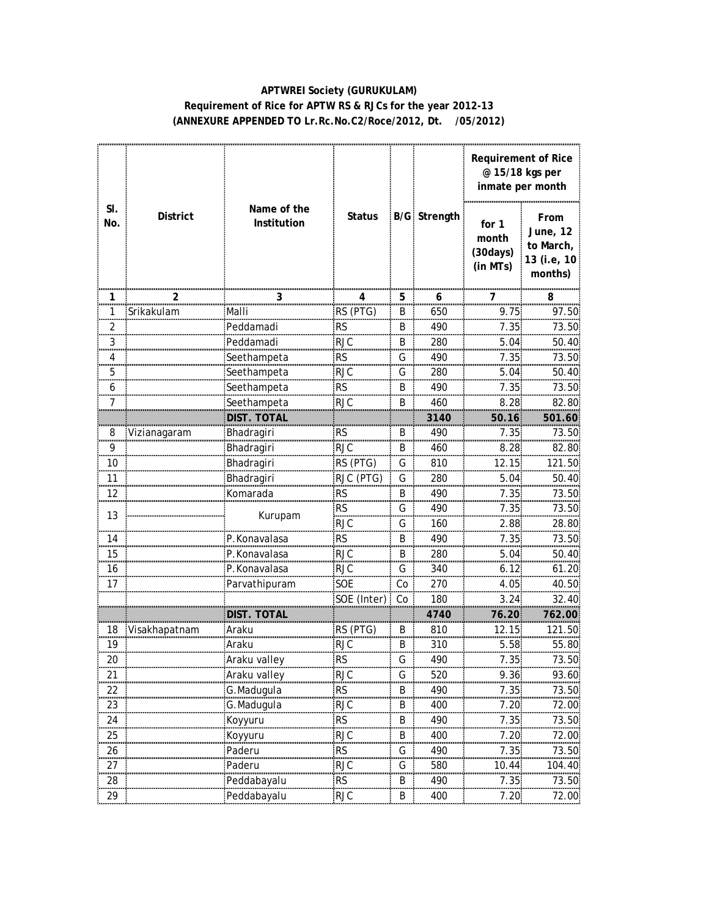**APTWREI Society (GURUKULAM)**
**Requirement of Rice for APTW RS & RJCs for the year 2012-13**
**(ANNEXURE APPENDED TO Lr.Rc.No.C2/Roce/2012, Dt. /05/2012)**

| Sl. No. | District | Name of the Institution | Status | B/G | Strength | Requirement of Rice @ 15/18 kgs per inmate per month | |
|---|---|---|---|---|---|---|---|
| | | | | | | for 1 month (30days) (in MTs) | From June, 12 to March, 13 (i.e, 10 months) |
| 1 | 2 | 3 | 4 | 5 | 6 | 7 | 8 |
| 1 | Srikakulam | Malli | RS (PTG) | B | 650 | 9.75 | 97.50 |
| 2 | | Peddamadi | RS | B | 490 | 7.35 | 73.50 |
| 3 | | Peddamadi | RJC | B | 280 | 5.04 | 50.40 |
| 4 | | Seethampeta | RS | G | 490 | 7.35 | 73.50 |
| 5 | | Seethampeta | RJC | G | 280 | 5.04 | 50.40 |
| 6 | | Seethampeta | RS | B | 490 | 7.35 | 73.50 |
| 7 | | Seethampeta | RJC | B | 460 | 8.28 | 82.80 |
| | | **DIST. TOTAL** | | | **3140** | **50.16** | **501.60** |
| 8 | Vizianagaram | Bhadragiri | RS | B | 490 | 7.35 | 73.50 |
| 9 | | Bhadragiri | RJC | B | 460 | 8.28 | 82.80 |
| 10 | | Bhadragiri | RS (PTG) | G | 810 | 12.15 | 121.50 |
| 11 | | Bhadragiri | RJC (PTG) | G | 280 | 5.04 | 50.40 |
| 12 | | Komarada | RS | B | 490 | 7.35 | 73.50 |
| 13 | | Kurupam | RS | G | 490 | 7.35 | 73.50 |
| | | | RJC | G | 160 | 2.88 | 28.80 |
| 14 | | P.Konavalasa | RS | B | 490 | 7.35 | 73.50 |
| 15 | | P.Konavalasa | RJC | B | 280 | 5.04 | 50.40 |
| 16 | | P.Konavalasa | RJC | G | 340 | 6.12 | 61.20 |
| 17 | | Parvathipuram | SOE | Co | 270 | 4.05 | 40.50 |
| | | | SOE (Inter) | Co | 180 | 3.24 | 32.40 |
| | | **DIST. TOTAL** | | | **4740** | **76.20** | **762.00** |
| 18 | Visakhapatnam | Araku | RS (PTG) | B | 810 | 12.15 | 121.50 |
| 19 | | Araku | RJC | B | 310 | 5.58 | 55.80 |
| 20 | | Araku valley | RS | G | 490 | 7.35 | 73.50 |
| 21 | | Araku valley | RJC | G | 520 | 9.36 | 93.60 |
| 22 | | G.Madugula | RS | B | 490 | 7.35 | 73.50 |
| 23 | | G.Madugula | RJC | B | 400 | 7.20 | 72.00 |
| 24 | | Koyyuru | RS | B | 490 | 7.35 | 73.50 |
| 25 | | Koyyuru | RJC | B | 400 | 7.20 | 72.00 |
| 26 | | Paderu | RS | G | 490 | 7.35 | 73.50 |
| 27 | | Paderu | RJC | G | 580 | 10.44 | 104.40 |
| 28 | | Peddabayalu | RS | B | 490 | 7.35 | 73.50 |
| 29 | | Peddabayalu | RJC | B | 400 | 7.20 | 72.00 |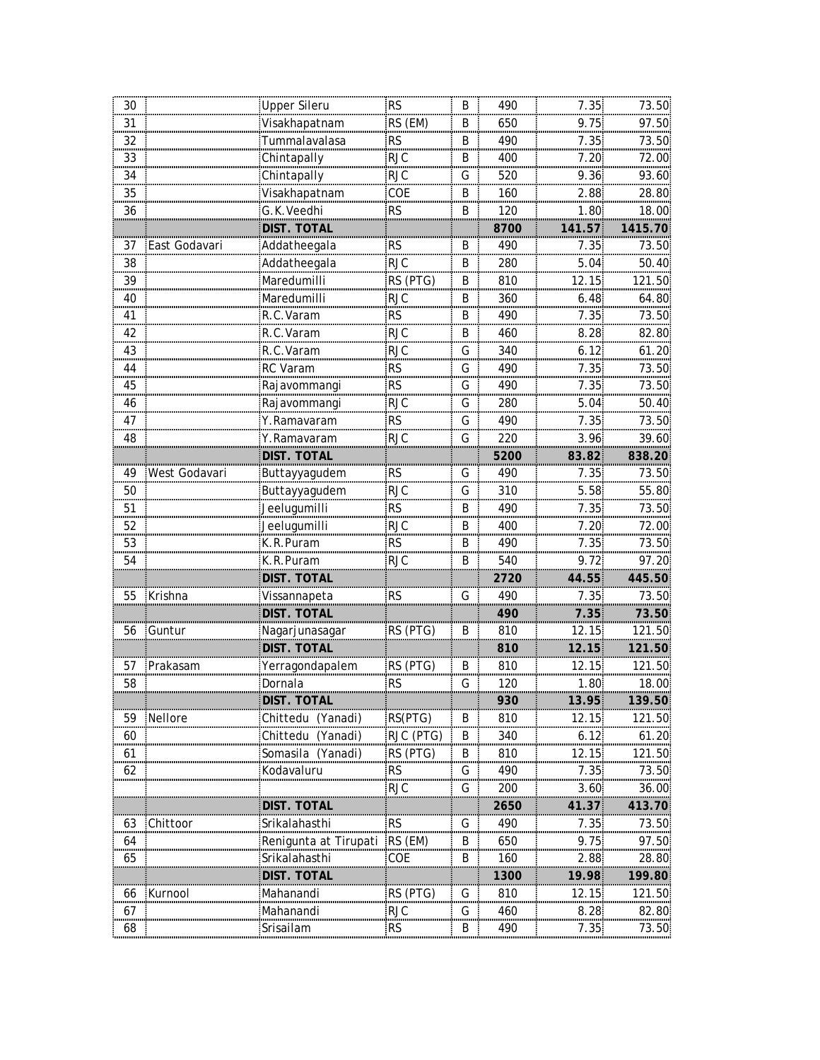| 30 | | Upper Sileru | RS | B | 490 | 7.35 | 73.50 |
|---|---|---|---|---|---|---|---|
| 31 | | Visakhapatnam | RS (EM) | B | 650 | 9.75 | 97.50 |
| 32 | | Tummalavalasa | RS | B | 490 | 7.35 | 73.50 |
| 33 | | Chintapally | RJC | B | 400 | 7.20 | 72.00 |
| 34 | | Chintapally | RJC | G | 520 | 9.36 | 93.60 |
| 35 | | Visakhapatnam | COE | B | 160 | 2.88 | 28.80 |
| 36 | | G.K.Veedhi | RS | B | 120 | 1.80 | 18.00 |
| | | **DIST. TOTAL** | | | **8700** | **141.57** | **1415.70** |
| 37 | East Godavari | Addatheegala | RS | B | 490 | 7.35 | 73.50 |
| 38 | | Addatheegala | RJC | B | 280 | 5.04 | 50.40 |
| 39 | | Maredumilli | RS (PTG) | B | 810 | 12.15 | 121.50 |
| 40 | | Maredumilli | RJC | B | 360 | 6.48 | 64.80 |
| 41 | | R.C.Varam | RS | B | 490 | 7.35 | 73.50 |
| 42 | | R.C.Varam | RJC | B | 460 | 8.28 | 82.80 |
| 43 | | R.C.Varam | RJC | G | 340 | 6.12 | 61.20 |
| 44 | | RC Varam | RS | G | 490 | 7.35 | 73.50 |
| 45 | | Rajavommangi | RS | G | 490 | 7.35 | 73.50 |
| 46 | | Rajavommangi | RJC | G | 280 | 5.04 | 50.40 |
| 47 | | Y.Ramavaram | RS | G | 490 | 7.35 | 73.50 |
| 48 | | Y.Ramavaram | RJC | G | 220 | 3.96 | 39.60 |
| | | **DIST. TOTAL** | | | **5200** | **83.82** | **838.20** |
| 49 | West Godavari | Buttayyagudem | RS | G | 490 | 7.35 | 73.50 |
| 50 | | Buttayyagudem | RJC | G | 310 | 5.58 | 55.80 |
| 51 | | Jeelugumilli | RS | B | 490 | 7.35 | 73.50 |
| 52 | | Jeelugumilli | RJC | B | 400 | 7.20 | 72.00 |
| 53 | | K.R.Puram | RS | B | 490 | 7.35 | 73.50 |
| 54 | | K.R.Puram | RJC | B | 540 | 9.72 | 97.20 |
| | | **DIST. TOTAL** | | | **2720** | **44.55** | **445.50** |
| 55 | Krishna | Vissannapeta | RS | G | 490 | 7.35 | 73.50 |
| | | **DIST. TOTAL** | | | **490** | **7.35** | **73.50** |
| 56 | Guntur | Nagarjunasagar | RS (PTG) | B | 810 | 12.15 | 121.50 |
| | | **DIST. TOTAL** | | | **810** | **12.15** | **121.50** |
| 57 | Prakasam | Yerragondapalem | RS (PTG) | B | 810 | 12.15 | 121.50 |
| 58 | | Dornala | RS | G | 120 | 1.80 | 18.00 |
| | | **DIST. TOTAL** | | | **930** | **13.95** | **139.50** |
| 59 | Nellore | Chittedu (Yanadi) | RS(PTG) | B | 810 | 12.15 | 121.50 |
| 60 | | Chittedu (Yanadi) | RJC (PTG) | B | 340 | 6.12 | 61.20 |
| 61 | | Somasila (Yanadi) | RS (PTG) | B | 810 | 12.15 | 121.50 |
| 62 | | Kodavaluru | RS | G | 490 | 7.35 | 73.50 |
| | | | RJC | G | 200 | 3.60 | 36.00 |
| | | **DIST. TOTAL** | | | **2650** | **41.37** | **413.70** |
| 63 | Chittoor | Srikalahasthi | RS | G | 490 | 7.35 | 73.50 |
| 64 | | Renigunta at Tirupati | RS (EM) | B | 650 | 9.75 | 97.50 |
| 65 | | Srikalahasthi | COE | B | 160 | 2.88 | 28.80 |
| | | **DIST. TOTAL** | | | **1300** | **19.98** | **199.80** |
| 66 | Kurnool | Mahanandi | RS (PTG) | G | 810 | 12.15 | 121.50 |
| 67 | | Mahanandi | RJC | G | 460 | 8.28 | 82.80 |
| 68 | | Srisailam | RS | B | 490 | 7.35 | 73.50 |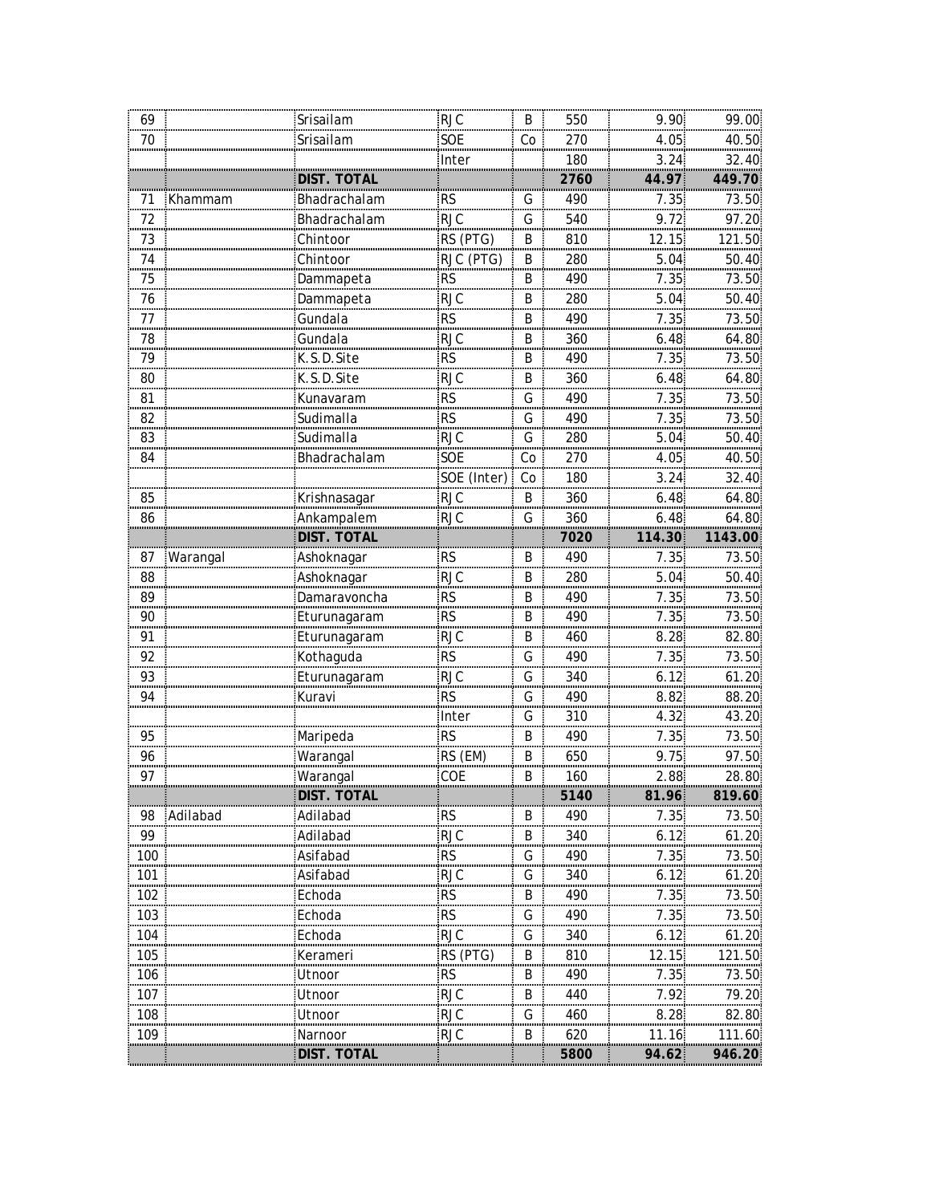| 69 | | Srisailam | RJC | B | 550 | 9.90 | 99.00 |
|---|---|---|---|---|---|---|---|
| 70 | | Srisailam | SOE | Co | 270 | 4.05 | 40.50 |
| | | | Inter | | 180 | 3.24 | 32.40 |
| | | **DIST. TOTAL** | | | **2760** | **44.97** | **449.70** |
| 71 | Khammam | Bhadrachalam | RS | G | 490 | 7.35 | 73.50 |
| 72 | | Bhadrachalam | RJC | G | 540 | 9.72 | 97.20 |
| 73 | | Chintoor | RS (PTG) | B | 810 | 12.15 | 121.50 |
| 74 | | Chintoor | RJC (PTG) | B | 280 | 5.04 | 50.40 |
| 75 | | Dammapeta | RS | B | 490 | 7.35 | 73.50 |
| 76 | | Dammapeta | RJC | B | 280 | 5.04 | 50.40 |
| 77 | | Gundala | RS | B | 490 | 7.35 | 73.50 |
| 78 | | Gundala | RJC | B | 360 | 6.48 | 64.80 |
| 79 | | K.S.D.Site | RS | B | 490 | 7.35 | 73.50 |
| 80 | | K.S.D.Site | RJC | B | 360 | 6.48 | 64.80 |
| 81 | | Kunavaram | RS | G | 490 | 7.35 | 73.50 |
| 82 | | Sudimalla | RS | G | 490 | 7.35 | 73.50 |
| 83 | | Sudimalla | RJC | G | 280 | 5.04 | 50.40 |
| 84 | | Bhadrachalam | SOE | Co | 270 | 4.05 | 40.50 |
| | | | SOE (Inter) | Co | 180 | 3.24 | 32.40 |
| 85 | | Krishnasagar | RJC | B | 360 | 6.48 | 64.80 |
| 86 | | Ankampalem | RJC | G | 360 | 6.48 | 64.80 |
| | | **DIST. TOTAL** | | | **7020** | **114.30** | **1143.00** |
| 87 | Warangal | Ashoknagar | RS | B | 490 | 7.35 | 73.50 |
| 88 | | Ashoknagar | RJC | B | 280 | 5.04 | 50.40 |
| 89 | | Damaravoncha | RS | B | 490 | 7.35 | 73.50 |
| 90 | | Eturunagaram | RS | B | 490 | 7.35 | 73.50 |
| 91 | | Eturunagaram | RJC | B | 460 | 8.28 | 82.80 |
| 92 | | Kothaguda | RS | G | 490 | 7.35 | 73.50 |
| 93 | | Eturunagaram | RJC | G | 340 | 6.12 | 61.20 |
| 94 | | Kuravi | RS | G | 490 | 8.82 | 88.20 |
| | | | Inter | G | 310 | 4.32 | 43.20 |
| 95 | | Maripeda | RS | B | 490 | 7.35 | 73.50 |
| 96 | | Warangal | RS (EM) | B | 650 | 9.75 | 97.50 |
| 97 | | Warangal | COE | B | 160 | 2.88 | 28.80 |
| | | **DIST. TOTAL** | | | **5140** | **81.96** | **819.60** |
| 98 | Adilabad | Adilabad | RS | B | 490 | 7.35 | 73.50 |
| 99 | | Adilabad | RJC | B | 340 | 6.12 | 61.20 |
| 100 | | Asifabad | RS | G | 490 | 7.35 | 73.50 |
| 101 | | Asifabad | RJC | G | 340 | 6.12 | 61.20 |
| 102 | | Echoda | RS | B | 490 | 7.35 | 73.50 |
| 103 | | Echoda | RS | G | 490 | 7.35 | 73.50 |
| 104 | | Echoda | RJC | G | 340 | 6.12 | 61.20 |
| 105 | | Kerameri | RS (PTG) | B | 810 | 12.15 | 121.50 |
| 106 | | Utnoor | RS | B | 490 | 7.35 | 73.50 |
| 107 | | Utnoor | RJC | B | 440 | 7.92 | 79.20 |
| 108 | | Utnoor | RJC | G | 460 | 8.28 | 82.80 |
| 109 | | Narnoor | RJC | B | 620 | 11.16 | 111.60 |
| | | **DIST. TOTAL** | | | **5800** | **94.62** | **946.20** |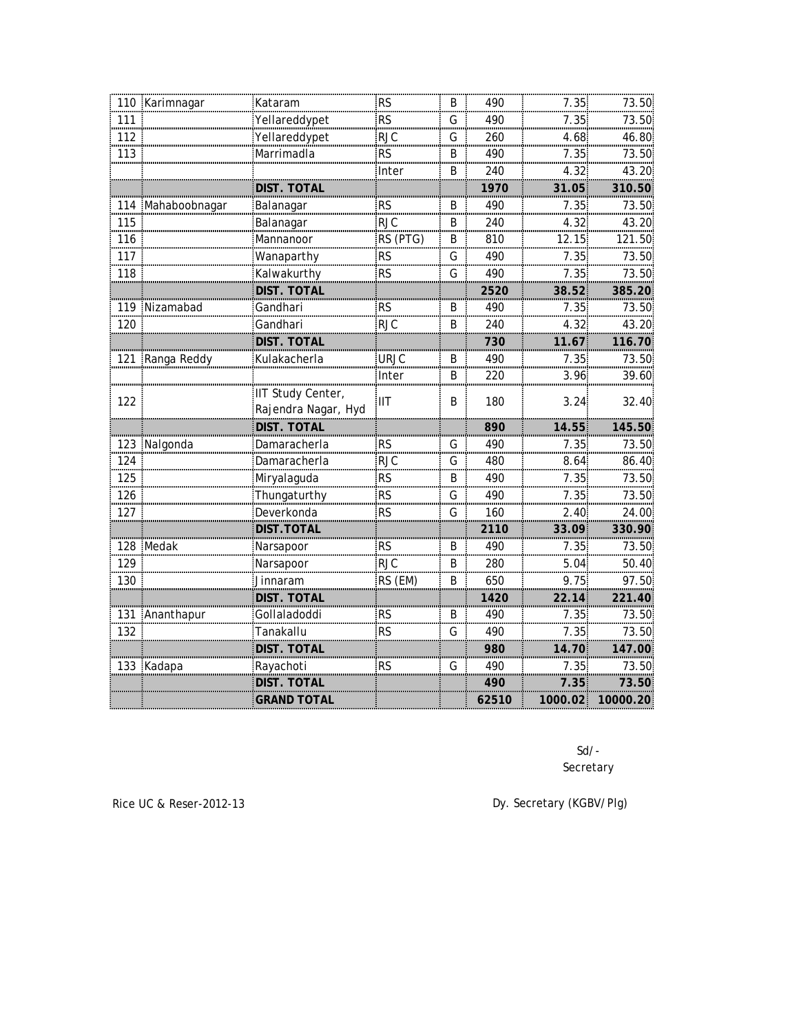| | | | | | | | |
|---|---|---|---|---|---|---|---|
| 110 | Karimnagar | Kataram | RS | B | 490 | 7.35 | 73.50 |
| 111 | | Yellareddypet | RS | G | 490 | 7.35 | 73.50 |
| 112 | | Yellareddypet | RJC | G | 260 | 4.68 | 46.80 |
| 113 | | Marrimadla | RS | B | 490 | 7.35 | 73.50 |
| | | | Inter | B | 240 | 4.32 | 43.20 |
| | | **DIST. TOTAL** | | | **1970** | **31.05** | **310.50** |
| 114 | Mahaboobnagar | Balanagar | RS | B | 490 | 7.35 | 73.50 |
| 115 | | Balanagar | RJC | B | 240 | 4.32 | 43.20 |
| 116 | | Mannanoor | RS (PTG) | B | 810 | 12.15 | 121.50 |
| 117 | | Wanaparthy | RS | G | 490 | 7.35 | 73.50 |
| 118 | | Kalwakurthy | RS | G | 490 | 7.35 | 73.50 |
| | | **DIST. TOTAL** | | | **2520** | **38.52** | **385.20** |
| 119 | Nizamabad | Gandhari | RS | B | 490 | 7.35 | 73.50 |
| 120 | | Gandhari | RJC | B | 240 | 4.32 | 43.20 |
| | | **DIST. TOTAL** | | | **730** | **11.67** | **116.70** |
| 121 | Ranga Reddy | Kulakacherla | URJC | B | 490 | 7.35 | 73.50 |
| | | | Inter | B | 220 | 3.96 | 39.60 |
| 122 | | IIT Study Center, Rajendra Nagar, Hyd | IIT | B | 180 | 3.24 | 32.40 |
| | | **DIST. TOTAL** | | | **890** | **14.55** | **145.50** |
| 123 | Nalgonda | Damaracherla | RS | G | 490 | 7.35 | 73.50 |
| 124 | | Damaracherla | RJC | G | 480 | 8.64 | 86.40 |
| 125 | | Miryalaguda | RS | B | 490 | 7.35 | 73.50 |
| 126 | | Thungaturthy | RS | G | 490 | 7.35 | 73.50 |
| 127 | | Deverkonda | RS | G | 160 | 2.40 | 24.00 |
| | | **DIST.TOTAL** | | | **2110** | **33.09** | **330.90** |
| 128 | Medak | Narsapoor | RS | B | 490 | 7.35 | 73.50 |
| 129 | | Narsapoor | RJC | B | 280 | 5.04 | 50.40 |
| 130 | | Jinnaram | RS (EM) | B | 650 | 9.75 | 97.50 |
| | | **DIST. TOTAL** | | | **1420** | **22.14** | **221.40** |
| 131 | Ananthapur | Gollaladoddi | RS | B | 490 | 7.35 | 73.50 |
| 132 | | Tanakallu | RS | G | 490 | 7.35 | 73.50 |
| | | **DIST. TOTAL** | | | **980** | **14.70** | **147.00** |
| 133 | Kadapa | Rayachoti | RS | G | 490 | 7.35 | 73.50 |
| | | **DIST. TOTAL** | | | **490** | **7.35** | **73.50** |
| | | **GRAND TOTAL** | | | **62510** | **1000.02** | **10000.20** |

Sd/-
Secretary

Rice UC & Reser-2012-13

Dy. Secretary (KGBV/Plg)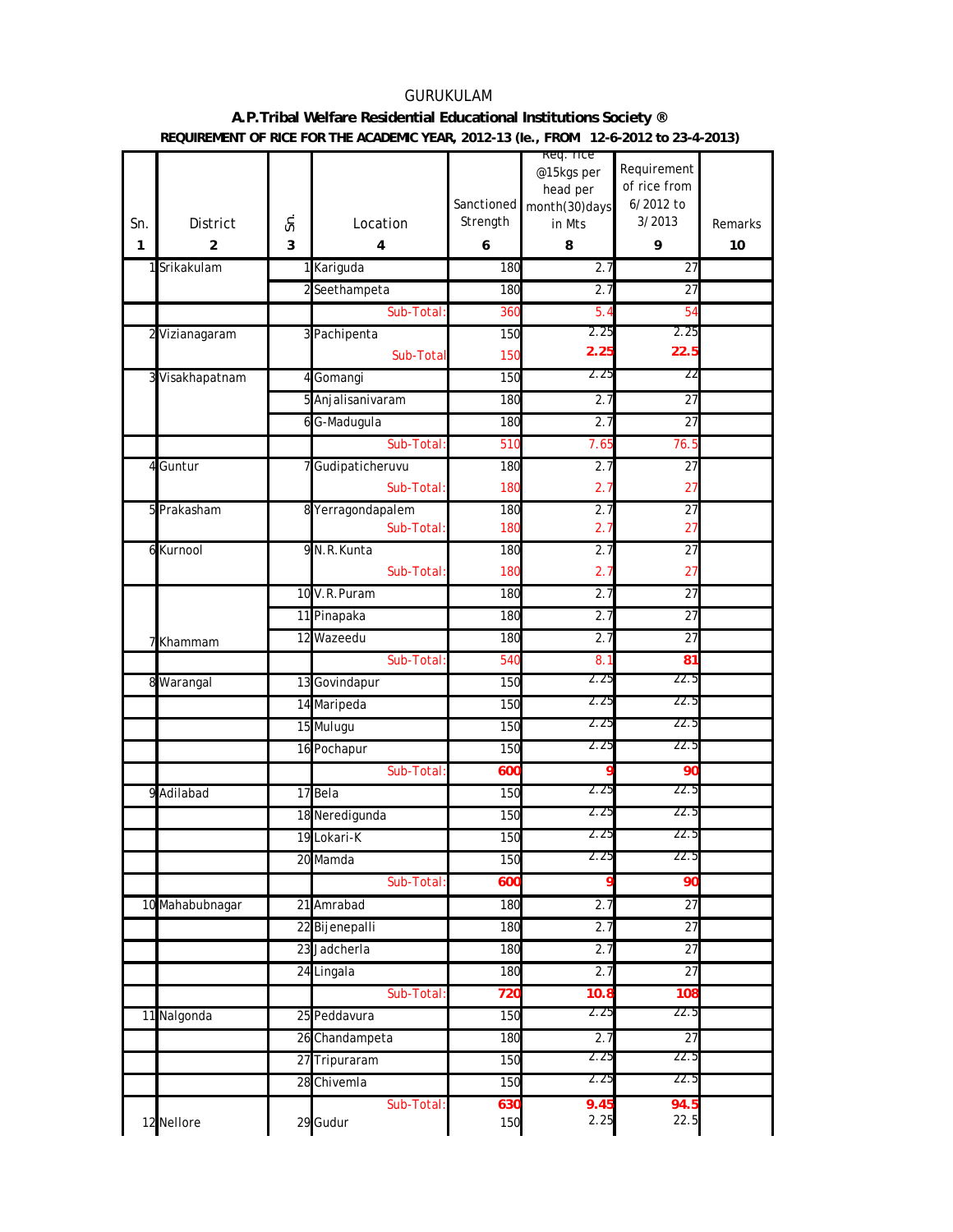GURUKULAM

**A.P.Tribal Welfare Residential Educational Institutions Society ®**

**REQUIREMENT OF RICE FOR THE ACADEMIC YEAR, 2012-13 (Ie., FROM 12-6-2012 to 23-4-2013)**

| Sn. | District | Sn. | Location | Sanctioned Strength | Req. rice @15kgs per head per month(30)days in Mts | Requirement of rice from 6/2012 to 3/2013 | Remarks |
|---|---|---|---|---|---|---|---|
| 1 | 2 | 3 | 4 | 6 | 8 | 9 | 10 |
| 1 | Srikakulam | 1 | Kariguda | 180 | 2.7 | 27 | |
| | | 2 | Seethampeta | 180 | 2.7 | 27 | |
| | | | Sub-Total: | 360 | 5.4 | 54 | |
| 2 | Vizianagaram | 3 | Pachipenta | 150 | 2.25 | 2.25 | |
| | | | Sub-Total | 150 | **2.25** | **22.5** | |
| 3 | Visakhapatnam | 4 | Gomangi | 150 | 2.25 | 22 | |
| | | 5 | Anjalisanivaram | 180 | 2.7 | 27 | |
| | | 6 | G-Madugula | 180 | 2.7 | 27 | |
| | | | Sub-Total: | 510 | 7.65 | 76.5 | |
| 4 | Guntur | 7 | Gudipaticheruvu | 180 | 2.7 | 27 | |
| | | | Sub-Total: | 180 | 2.7 | 27 | |
| 5 | Prakasham | 8 | Yerragondapalem | 180 | 2.7 | 27 | |
| | | | Sub-Total: | 180 | 2.7 | 27 | |
| 6 | Kurnool | 9 | N.R.Kunta | 180 | 2.7 | 27 | |
| | | | Sub-Total: | 180 | 2.7 | 27 | |
| | | 10 | V.R.Puram | 180 | 2.7 | 27 | |
| | | 11 | Pinapaka | 180 | 2.7 | 27 | |
| 7 | Khammam | 12 | Wazeedu | 180 | 2.7 | 27 | |
| | | | Sub-Total: | 540 | 8.1 | **81** | |
| 8 | Warangal | 13 | Govindapur | 150 | 2.25 | 22.5 | |
| | | 14 | Maripeda | 150 | 2.25 | 22.5 | |
| | | 15 | Mulugu | 150 | 2.25 | 22.5 | |
| | | 16 | Pochapur | 150 | 2.25 | 22.5 | |
| | | | Sub-Total: | **600** | **9** | **90** | |
| 9 | Adilabad | 17 | Bela | 150 | 2.25 | 22.5 | |
| | | 18 | Neredigunda | 150 | 2.25 | 22.5 | |
| | | 19 | Lokari-K | 150 | 2.25 | 22.5 | |
| | | 20 | Mamda | 150 | 2.25 | 22.5 | |
| | | | Sub-Total: | **600** | **9** | **90** | |
| 10 | Mahabubnagar | 21 | Amrabad | 180 | 2.7 | 27 | |
| | | 22 | Bijenepalli | 180 | 2.7 | 27 | |
| | | 23 | Jadcherla | 180 | 2.7 | 27 | |
| | | 24 | Lingala | 180 | 2.7 | 27 | |
| | | | Sub-Total: | **720** | **10.8** | **108** | |
| 11 | Nalgonda | 25 | Peddavura | 150 | 2.25 | 22.5 | |
| | | 26 | Chandampeta | 180 | 2.7 | 27 | |
| | | 27 | Tripuraram | 150 | 2.25 | 22.5 | |
| | | 28 | Chivemla | 150 | 2.25 | 22.5 | |
| | | | Sub-Total: | **630** | **9.45** | **94.5** | |
| 12 | Nellore | 29 | Gudur | 150 | 2.25 | 22.5 | |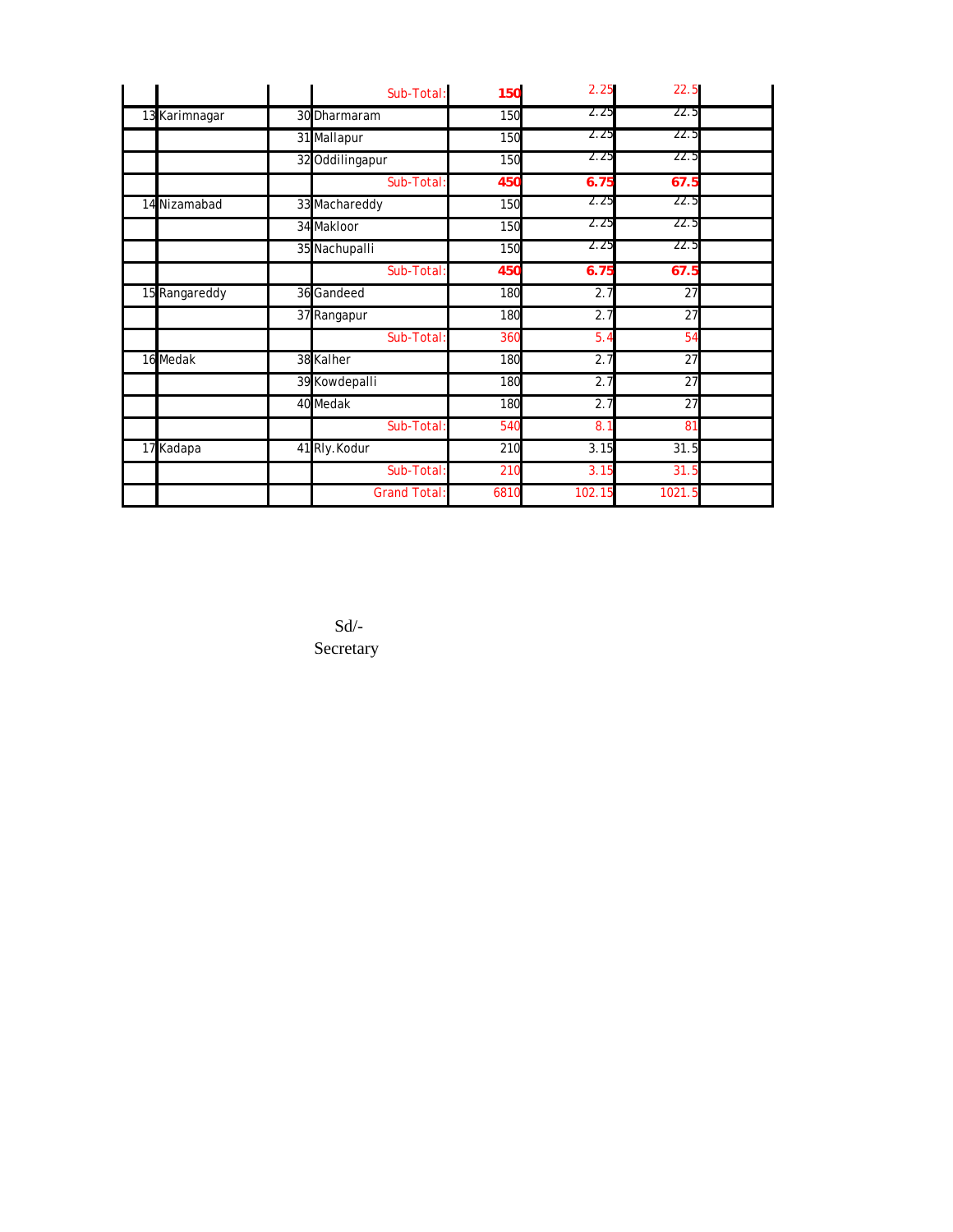| | | | | | | | |
|---|---|---|---|---|---|---|---|
| | | | Sub-Total: | **150** | 2.25 | 22.5 | |
| 13 | Karimnagar | 30 | Dharmaram | 150 | 2.25 | 22.5 | |
| | | 31 | Mallapur | 150 | 2.25 | 22.5 | |
| | | 32 | Oddilingapur | 150 | 2.25 | 22.5 | |
| | | | Sub-Total: | **450** | **6.75** | **67.5** | |
| 14 | Nizamabad | 33 | Machareddy | 150 | 2.25 | 22.5 | |
| | | 34 | Makloor | 150 | 2.25 | 22.5 | |
| | | 35 | Nachupalli | 150 | 2.25 | 22.5 | |
| | | | Sub-Total: | **450** | **6.75** | **67.5** | |
| 15 | Rangareddy | 36 | Gandeed | 180 | 2.7 | 27 | |
| | | 37 | Rangapur | 180 | 2.7 | 27 | |
| | | | Sub-Total: | 360 | 5.4 | 54 | |
| 16 | Medak | 38 | Kalher | 180 | 2.7 | 27 | |
| | | 39 | Kowdepalli | 180 | 2.7 | 27 | |
| | | 40 | Medak | 180 | 2.7 | 27 | |
| | | | Sub-Total: | 540 | 8.1 | 81 | |
| 17 | Kadapa | 41 | Rly.Kodur | 210 | 3.15 | 31.5 | |
| | | | Sub-Total: | 210 | 3.15 | 31.5 | |
| | | | Grand Total: | 6810 | 102.15 | 1021.5 | |

Sd/-
Secretary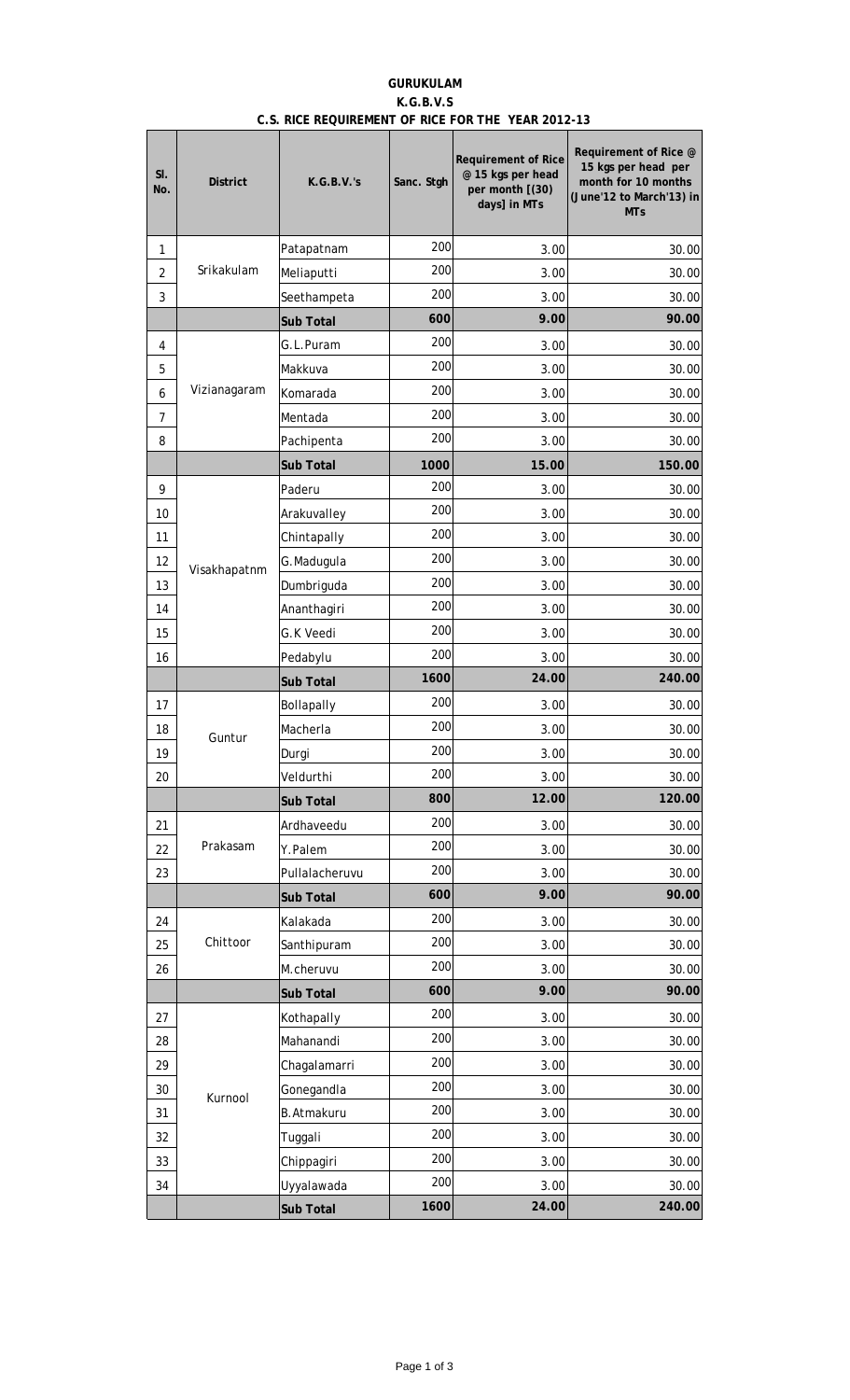# GURUKULAM

## K.G.B.V.S

### C.S. RICE REQUIREMENT OF RICE FOR THE YEAR 2012-13

| Sl. No. | District | K.G.B.V.'s | Sanc. Stgh | Requirement of Rice @ 15 kgs per head per month [(30) days] in MTs | Requirement of Rice @ 15 kgs per head per month for 10 months (June'12 to March'13) in MTs |
|---|---|---|---|---|---|
| 1 | Srikakulam | Patapatnam | 200 | 3.00 | 30.00 |
| 2 | | Meliaputti | 200 | 3.00 | 30.00 |
| 3 | | Seethampeta | 200 | 3.00 | 30.00 |
| | | **Sub Total** | **600** | **9.00** | **90.00** |
| 4 | Vizianagaram | G.L.Puram | 200 | 3.00 | 30.00 |
| 5 | | Makkuva | 200 | 3.00 | 30.00 |
| 6 | | Komarada | 200 | 3.00 | 30.00 |
| 7 | | Mentada | 200 | 3.00 | 30.00 |
| 8 | | Pachipenta | 200 | 3.00 | 30.00 |
| | | **Sub Total** | **1000** | **15.00** | **150.00** |
| 9 | Visakhapatnm | Paderu | 200 | 3.00 | 30.00 |
| 10 | | Arakuvalley | 200 | 3.00 | 30.00 |
| 11 | | Chintapally | 200 | 3.00 | 30.00 |
| 12 | | G.Madugula | 200 | 3.00 | 30.00 |
| 13 | | Dumbriguda | 200 | 3.00 | 30.00 |
| 14 | | Ananthagiri | 200 | 3.00 | 30.00 |
| 15 | | G.K Veedi | 200 | 3.00 | 30.00 |
| 16 | | Pedabylu | 200 | 3.00 | 30.00 |
| | | **Sub Total** | **1600** | **24.00** | **240.00** |
| 17 | Guntur | Bollapally | 200 | 3.00 | 30.00 |
| 18 | | Macherla | 200 | 3.00 | 30.00 |
| 19 | | Durgi | 200 | 3.00 | 30.00 |
| 20 | | Veldurthi | 200 | 3.00 | 30.00 |
| | | **Sub Total** | **800** | **12.00** | **120.00** |
| 21 | Prakasam | Ardhaveedu | 200 | 3.00 | 30.00 |
| 22 | | Y.Palem | 200 | 3.00 | 30.00 |
| 23 | | Pullalacheruvu | 200 | 3.00 | 30.00 |
| | | **Sub Total** | **600** | **9.00** | **90.00** |
| 24 | Chittoor | Kalakada | 200 | 3.00 | 30.00 |
| 25 | | Santhipuram | 200 | 3.00 | 30.00 |
| 26 | | M.cheruvu | 200 | 3.00 | 30.00 |
| | | **Sub Total** | **600** | **9.00** | **90.00** |
| 27 | Kurnool | Kothapally | 200 | 3.00 | 30.00 |
| 28 | | Mahanandi | 200 | 3.00 | 30.00 |
| 29 | | Chagalamarri | 200 | 3.00 | 30.00 |
| 30 | | Gonegandla | 200 | 3.00 | 30.00 |
| 31 | | B.Atmakuru | 200 | 3.00 | 30.00 |
| 32 | | Tuggali | 200 | 3.00 | 30.00 |
| 33 | | Chippagiri | 200 | 3.00 | 30.00 |
| 34 | | Uyyalawada | 200 | 3.00 | 30.00 |
| | | **Sub Total** | **1600** | **24.00** | **240.00** |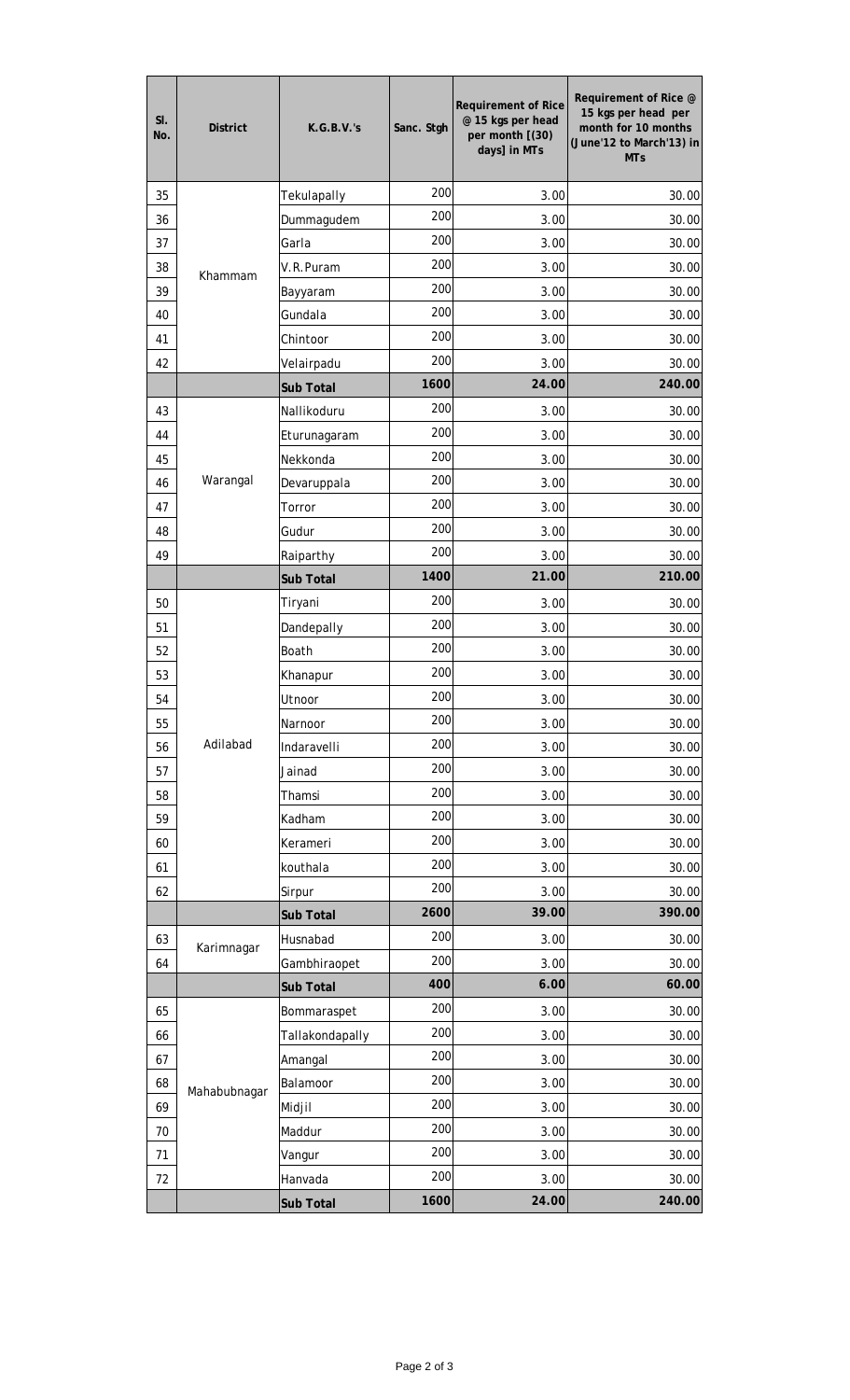| Sl. No. | District | K.G.B.V.'s | Sanc. Stgh | Requirement of Rice @ 15 kgs per head per month [(30) days] in MTs | Requirement of Rice @ 15 kgs per head per month for 10 months (June'12 to March'13) in MTs |
|---|---|---|---|---|---|
| 35 | Khammam | Tekulapally | 200 | 3.00 | 30.00 |
| 36 | | Dummagudem | 200 | 3.00 | 30.00 |
| 37 | | Garla | 200 | 3.00 | 30.00 |
| 38 | | V.R.Puram | 200 | 3.00 | 30.00 |
| 39 | | Bayyaram | 200 | 3.00 | 30.00 |
| 40 | | Gundala | 200 | 3.00 | 30.00 |
| 41 | | Chintoor | 200 | 3.00 | 30.00 |
| 42 | | Velairpadu | 200 | 3.00 | 30.00 |
| | | **Sub Total** | **1600** | **24.00** | **240.00** |
| 43 | Warangal | Nallikoduru | 200 | 3.00 | 30.00 |
| 44 | | Eturunagaram | 200 | 3.00 | 30.00 |
| 45 | | Nekkonda | 200 | 3.00 | 30.00 |
| 46 | | Devaruppala | 200 | 3.00 | 30.00 |
| 47 | | Torror | 200 | 3.00 | 30.00 |
| 48 | | Gudur | 200 | 3.00 | 30.00 |
| 49 | | Raiparthy | 200 | 3.00 | 30.00 |
| | | **Sub Total** | **1400** | **21.00** | **210.00** |
| 50 | Adilabad | Tiryani | 200 | 3.00 | 30.00 |
| 51 | | Dandepally | 200 | 3.00 | 30.00 |
| 52 | | Boath | 200 | 3.00 | 30.00 |
| 53 | | Khanapur | 200 | 3.00 | 30.00 |
| 54 | | Utnoor | 200 | 3.00 | 30.00 |
| 55 | | Narnoor | 200 | 3.00 | 30.00 |
| 56 | | Indaravelli | 200 | 3.00 | 30.00 |
| 57 | | Jainad | 200 | 3.00 | 30.00 |
| 58 | | Thamsi | 200 | 3.00 | 30.00 |
| 59 | | Kadham | 200 | 3.00 | 30.00 |
| 60 | | Kerameri | 200 | 3.00 | 30.00 |
| 61 | | kouthala | 200 | 3.00 | 30.00 |
| 62 | | Sirpur | 200 | 3.00 | 30.00 |
| | | **Sub Total** | **2600** | **39.00** | **390.00** |
| 63 | Karimnagar | Husnabad | 200 | 3.00 | 30.00 |
| 64 | | Gambhiraopet | 200 | 3.00 | 30.00 |
| | | **Sub Total** | **400** | **6.00** | **60.00** |
| 65 | Mahabubnagar | Bommaraspet | 200 | 3.00 | 30.00 |
| 66 | | Tallakondapally | 200 | 3.00 | 30.00 |
| 67 | | Amangal | 200 | 3.00 | 30.00 |
| 68 | | Balamoor | 200 | 3.00 | 30.00 |
| 69 | | Midjil | 200 | 3.00 | 30.00 |
| 70 | | Maddur | 200 | 3.00 | 30.00 |
| 71 | | Vangur | 200 | 3.00 | 30.00 |
| 72 | | Hanvada | 200 | 3.00 | 30.00 |
| | | **Sub Total** | **1600** | **24.00** | **240.00** |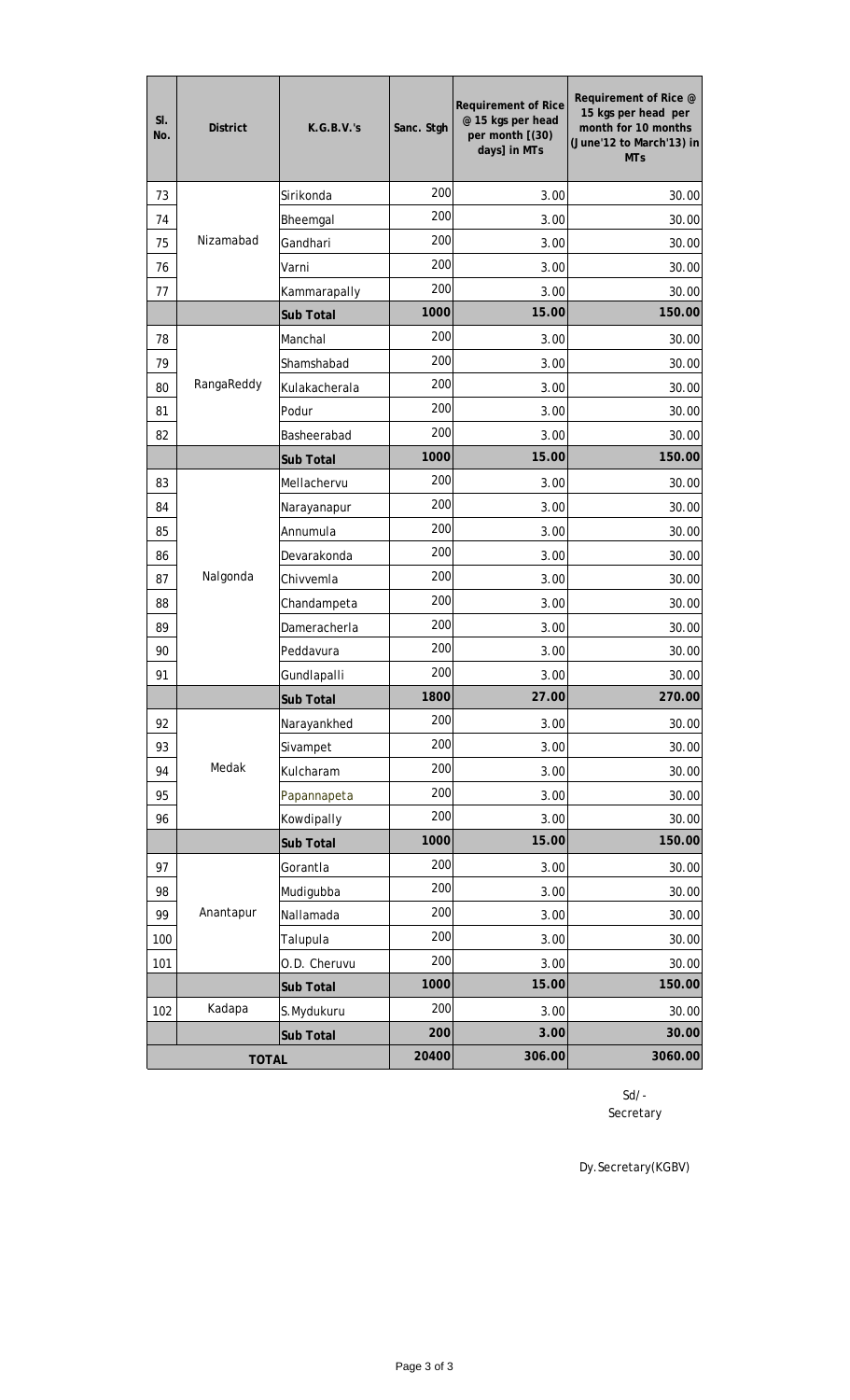| Sl. No. | District | K.G.B.V.'s | Sanc. Stgh | Requirement of Rice @ 15 kgs per head per month [(30) days] in MTs | Requirement of Rice @ 15 kgs per head per month for 10 months (June'12 to March'13) in MTs |
|---|---|---|---|---|---|
| 73 | Nizamabad | Sirikonda | 200 | 3.00 | 30.00 |
| 74 | | Bheemgal | 200 | 3.00 | 30.00 |
| 75 | | Gandhari | 200 | 3.00 | 30.00 |
| 76 | | Varni | 200 | 3.00 | 30.00 |
| 77 | | Kammarapally | 200 | 3.00 | 30.00 |
| | | **Sub Total** | **1000** | **15.00** | **150.00** |
| 78 | RangaReddy | Manchal | 200 | 3.00 | 30.00 |
| 79 | | Shamshabad | 200 | 3.00 | 30.00 |
| 80 | | Kulakacherala | 200 | 3.00 | 30.00 |
| 81 | | Podur | 200 | 3.00 | 30.00 |
| 82 | | Basheerabad | 200 | 3.00 | 30.00 |
| | | **Sub Total** | **1000** | **15.00** | **150.00** |
| 83 | Nalgonda | Mellachervu | 200 | 3.00 | 30.00 |
| 84 | | Narayanapur | 200 | 3.00 | 30.00 |
| 85 | | Annumula | 200 | 3.00 | 30.00 |
| 86 | | Devarakonda | 200 | 3.00 | 30.00 |
| 87 | | Chivvemla | 200 | 3.00 | 30.00 |
| 88 | | Chandampeta | 200 | 3.00 | 30.00 |
| 89 | | Dameracherla | 200 | 3.00 | 30.00 |
| 90 | | Peddavura | 200 | 3.00 | 30.00 |
| 91 | | Gundlapalli | 200 | 3.00 | 30.00 |
| | | **Sub Total** | **1800** | **27.00** | **270.00** |
| 92 | Medak | Narayankhed | 200 | 3.00 | 30.00 |
| 93 | | Sivampet | 200 | 3.00 | 30.00 |
| 94 | | Kulcharam | 200 | 3.00 | 30.00 |
| 95 | | Papannapeta | 200 | 3.00 | 30.00 |
| 96 | | Kowdipally | 200 | 3.00 | 30.00 |
| | | **Sub Total** | **1000** | **15.00** | **150.00** |
| 97 | Anantapur | Gorantla | 200 | 3.00 | 30.00 |
| 98 | | Mudigubba | 200 | 3.00 | 30.00 |
| 99 | | Nallamada | 200 | 3.00 | 30.00 |
| 100 | | Talupula | 200 | 3.00 | 30.00 |
| 101 | | O.D. Cheruvu | 200 | 3.00 | 30.00 |
| | | **Sub Total** | **1000** | **15.00** | **150.00** |
| 102 | Kadapa | S.Mydukuru | 200 | 3.00 | 30.00 |
| | | **Sub Total** | **200** | **3.00** | **30.00** |
| **TOTAL** | | | **20400** | **306.00** | **3060.00** |

Sd/-
Secretary

Dy.Secretary(KGBV)